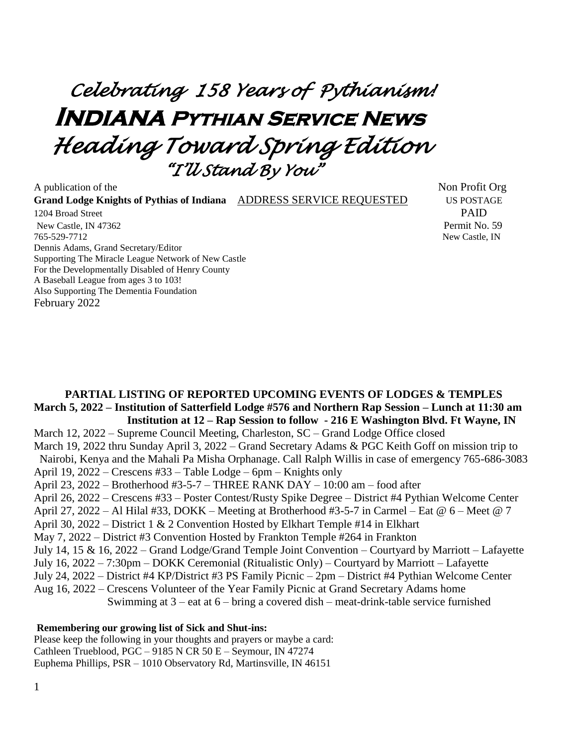# *Celebrating 158 Years of Pythianism!*

# INDIANA Pythian Service News

# *Heading Toward Spring Edition*

## *"I'll Stand By You"*

A publication of the
**Grand Lodge Knights of Pythias of Indiana** ADDRESS SERVICE REQUESTED
1204 Broad Street
New Castle, IN 47362
765-529-7712
Dennis Adams, Grand Secretary/Editor
Supporting The Miracle League Network of New Castle
For the Developmentally Disabled of Henry County
A Baseball League from ages 3 to 103!
Also Supporting The Dementia Foundation
February 2022

Non Profit Org
US POSTAGE
PAID
Permit No. 59
New Castle, IN

**PARTIAL LISTING OF REPORTED UPCOMING EVENTS OF LODGES & TEMPLES**

**March 5, 2022 – Institution of Satterfield Lodge #576 and Northern Rap Session – Lunch at 11:30 am Institution at 12 – Rap Session to follow - 216 E Washington Blvd. Ft Wayne, IN**

March 12, 2022 – Supreme Council Meeting, Charleston, SC – Grand Lodge Office closed

March 19, 2022 thru Sunday April 3, 2022 – Grand Secretary Adams & PGC Keith Goff on mission trip to Nairobi, Kenya and the Mahali Pa Misha Orphanage. Call Ralph Willis in case of emergency 765-686-3083

April 19, 2022 – Crescens #33 – Table Lodge – 6pm – Knights only

April 23, 2022 – Brotherhood #3-5-7 – THREE RANK DAY – 10:00 am – food after

April 26, 2022 – Crescens #33 – Poster Contest/Rusty Spike Degree – District #4 Pythian Welcome Center

April 27, 2022 – Al Hilal #33, DOKK – Meeting at Brotherhood #3-5-7 in Carmel – Eat @ 6 – Meet @ 7

April 30, 2022 – District 1 & 2 Convention Hosted by Elkhart Temple #14 in Elkhart

May 7, 2022 – District #3 Convention Hosted by Frankton Temple #264 in Frankton

July 14, 15 & 16, 2022 – Grand Lodge/Grand Temple Joint Convention – Courtyard by Marriott – Lafayette

July 16, 2022 – 7:30pm – DOKK Ceremonial (Ritualistic Only) – Courtyard by Marriott – Lafayette

July 24, 2022 – District #4 KP/District #3 PS Family Picnic – 2pm – District #4 Pythian Welcome Center

Aug 16, 2022 – Crescens Volunteer of the Year Family Picnic at Grand Secretary Adams home
Swimming at 3 – eat at 6 – bring a covered dish – meat-drink-table service furnished

**Remembering our growing list of Sick and Shut-ins:**

Please keep the following in your thoughts and prayers or maybe a card:
Cathleen Trueblood, PGC – 9185 N CR 50 E – Seymour, IN 47274
Euphema Phillips, PSR – 1010 Observatory Rd, Martinsville, IN 46151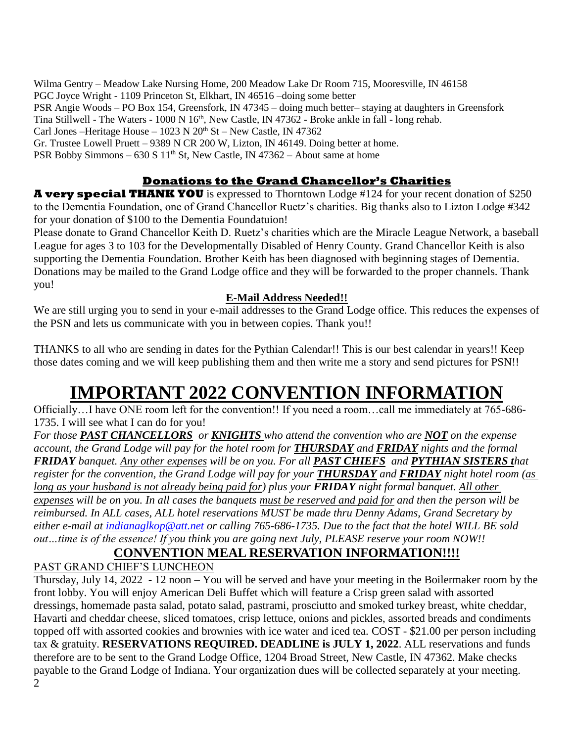Wilma Gentry – Meadow Lake Nursing Home, 200 Meadow Lake Dr Room 715, Mooresville, IN 46158
PGC Joyce Wright - 1109 Princeton St, Elkhart, IN 46516 –doing some better
PSR Angie Woods – PO Box 154, Greensfork, IN 47345 – doing much better– staying at daughters in Greensfork
Tina Stillwell - The Waters - 1000 N 16th, New Castle, IN 47362 - Broke ankle in fall - long rehab.
Carl Jones –Heritage House – 1023 N 20th St – New Castle, IN 47362
Gr. Trustee Lowell Pruett – 9389 N CR 200 W, Lizton, IN 46149. Doing better at home.
PSR Bobby Simmons – 630 S 11th St, New Castle, IN 47362 – About same at home

## Donations to the Grand Chancellor's Charities

**A very special THANK YOU** is expressed to Thorntown Lodge #124 for your recent donation of $250 to the Dementia Foundation, one of Grand Chancellor Ruetz's charities. Big thanks also to Lizton Lodge #342 for your donation of $100 to the Dementia Foundatuion!

Please donate to Grand Chancellor Keith D. Ruetz's charities which are the Miracle League Network, a baseball League for ages 3 to 103 for the Developmentally Disabled of Henry County. Grand Chancellor Keith is also supporting the Dementia Foundation. Brother Keith has been diagnosed with beginning stages of Dementia. Donations may be mailed to the Grand Lodge office and they will be forwarded to the proper channels. Thank you!

### E-Mail Address Needed!!

We are still urging you to send in your e-mail addresses to the Grand Lodge office. This reduces the expenses of the PSN and lets us communicate with you in between copies. Thank you!!

THANKS to all who are sending in dates for the Pythian Calendar!! This is our best calendar in years!! Keep those dates coming and we will keep publishing them and then write me a story and send pictures for PSN!!

# IMPORTANT 2022 CONVENTION INFORMATION

Officially…I have ONE room left for the convention!! If you need a room…call me immediately at 765-686-1735. I will see what I can do for you!

*For those **PAST CHANCELLORS** or **KNIGHTS** who attend the convention who are **NOT** on the expense account, the Grand Lodge will pay for the hotel room for **THURSDAY** and **FRIDAY** nights and the formal **FRIDAY** banquet. Any other expenses will be on you. For all **PAST CHIEFS** and **PYTHIAN SISTERS** that register for the convention, the Grand Lodge will pay for your **THURSDAY** and **FRIDAY** night hotel room (as long as your husband is not already being paid for) plus your **FRIDAY** night formal banquet. All other expenses will be on you. In all cases the banquets must be reserved and paid for and then the person will be reimbursed. In ALL cases, ALL hotel reservations MUST be made thru Denny Adams, Grand Secretary by either e-mail at indianaglkop@att.net or calling 765-686-1735. Due to the fact that the hotel WILL BE sold out…time is of the essence! If you think you are going next July, PLEASE reserve your room NOW!!*

## CONVENTION MEAL RESERVATION INFORMATION!!!!

PAST GRAND CHIEF'S LUNCHEON

Thursday, July 14, 2022 - 12 noon – You will be served and have your meeting in the Boilermaker room by the front lobby. You will enjoy American Deli Buffet which will feature a Crisp green salad with assorted dressings, homemade pasta salad, potato salad, pastrami, prosciutto and smoked turkey breast, white cheddar, Havarti and cheddar cheese, sliced tomatoes, crisp lettuce, onions and pickles, assorted breads and condiments topped off with assorted cookies and brownies with ice water and iced tea. COST - $21.00 per person including tax & gratuity. **RESERVATIONS REQUIRED. DEADLINE is JULY 1, 2022**. ALL reservations and funds therefore are to be sent to the Grand Lodge Office, 1204 Broad Street, New Castle, IN 47362. Make checks payable to the Grand Lodge of Indiana. Your organization dues will be collected separately at your meeting.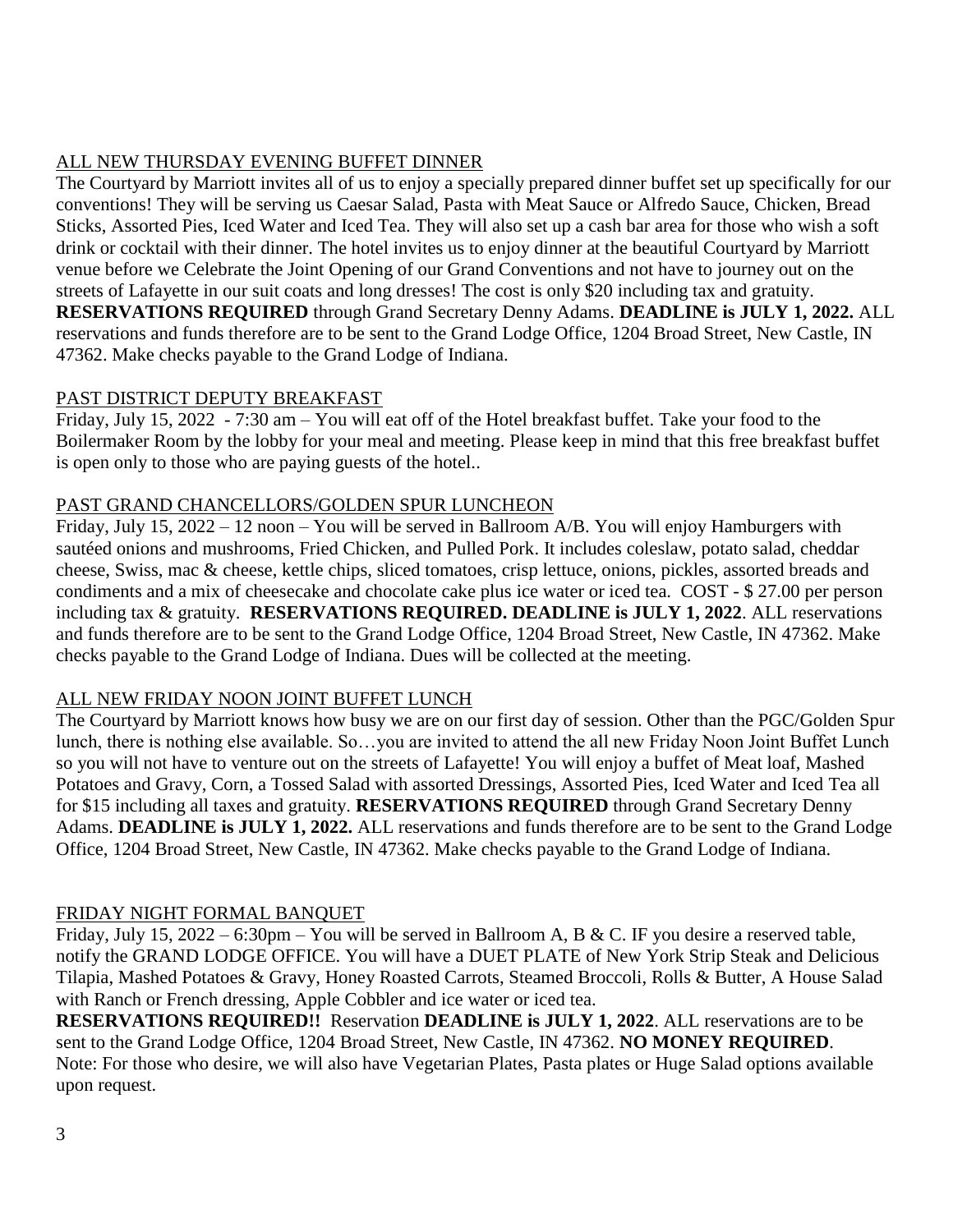ALL NEW THURSDAY EVENING BUFFET DINNER

The Courtyard by Marriott invites all of us to enjoy a specially prepared dinner buffet set up specifically for our conventions! They will be serving us Caesar Salad, Pasta with Meat Sauce or Alfredo Sauce, Chicken, Bread Sticks, Assorted Pies, Iced Water and Iced Tea. They will also set up a cash bar area for those who wish a soft drink or cocktail with their dinner. The hotel invites us to enjoy dinner at the beautiful Courtyard by Marriott venue before we Celebrate the Joint Opening of our Grand Conventions and not have to journey out on the streets of Lafayette in our suit coats and long dresses! The cost is only $20 including tax and gratuity. **RESERVATIONS REQUIRED** through Grand Secretary Denny Adams. **DEADLINE is JULY 1, 2022.** ALL reservations and funds therefore are to be sent to the Grand Lodge Office, 1204 Broad Street, New Castle, IN 47362. Make checks payable to the Grand Lodge of Indiana.

PAST DISTRICT DEPUTY BREAKFAST

Friday, July 15, 2022 - 7:30 am – You will eat off of the Hotel breakfast buffet. Take your food to the Boilermaker Room by the lobby for your meal and meeting. Please keep in mind that this free breakfast buffet is open only to those who are paying guests of the hotel..

PAST GRAND CHANCELLORS/GOLDEN SPUR LUNCHEON

Friday, July 15, 2022 – 12 noon – You will be served in Ballroom A/B. You will enjoy Hamburgers with sautéed onions and mushrooms, Fried Chicken, and Pulled Pork. It includes coleslaw, potato salad, cheddar cheese, Swiss, mac & cheese, kettle chips, sliced tomatoes, crisp lettuce, onions, pickles, assorted breads and condiments and a mix of cheesecake and chocolate cake plus ice water or iced tea. COST - $ 27.00 per person including tax & gratuity. **RESERVATIONS REQUIRED. DEADLINE is JULY 1, 2022**. ALL reservations and funds therefore are to be sent to the Grand Lodge Office, 1204 Broad Street, New Castle, IN 47362. Make checks payable to the Grand Lodge of Indiana. Dues will be collected at the meeting.

ALL NEW FRIDAY NOON JOINT BUFFET LUNCH

The Courtyard by Marriott knows how busy we are on our first day of session. Other than the PGC/Golden Spur lunch, there is nothing else available. So…you are invited to attend the all new Friday Noon Joint Buffet Lunch so you will not have to venture out on the streets of Lafayette! You will enjoy a buffet of Meat loaf, Mashed Potatoes and Gravy, Corn, a Tossed Salad with assorted Dressings, Assorted Pies, Iced Water and Iced Tea all for $15 including all taxes and gratuity. **RESERVATIONS REQUIRED** through Grand Secretary Denny Adams. **DEADLINE is JULY 1, 2022.** ALL reservations and funds therefore are to be sent to the Grand Lodge Office, 1204 Broad Street, New Castle, IN 47362. Make checks payable to the Grand Lodge of Indiana.

FRIDAY NIGHT FORMAL BANQUET

Friday, July 15, 2022 – 6:30pm – You will be served in Ballroom A, B & C. IF you desire a reserved table, notify the GRAND LODGE OFFICE. You will have a DUET PLATE of New York Strip Steak and Delicious Tilapia, Mashed Potatoes & Gravy, Honey Roasted Carrots, Steamed Broccoli, Rolls & Butter, A House Salad with Ranch or French dressing, Apple Cobbler and ice water or iced tea.

**RESERVATIONS REQUIRED!!** Reservation **DEADLINE is JULY 1, 2022**. ALL reservations are to be sent to the Grand Lodge Office, 1204 Broad Street, New Castle, IN 47362. **NO MONEY REQUIRED**. Note: For those who desire, we will also have Vegetarian Plates, Pasta plates or Huge Salad options available upon request.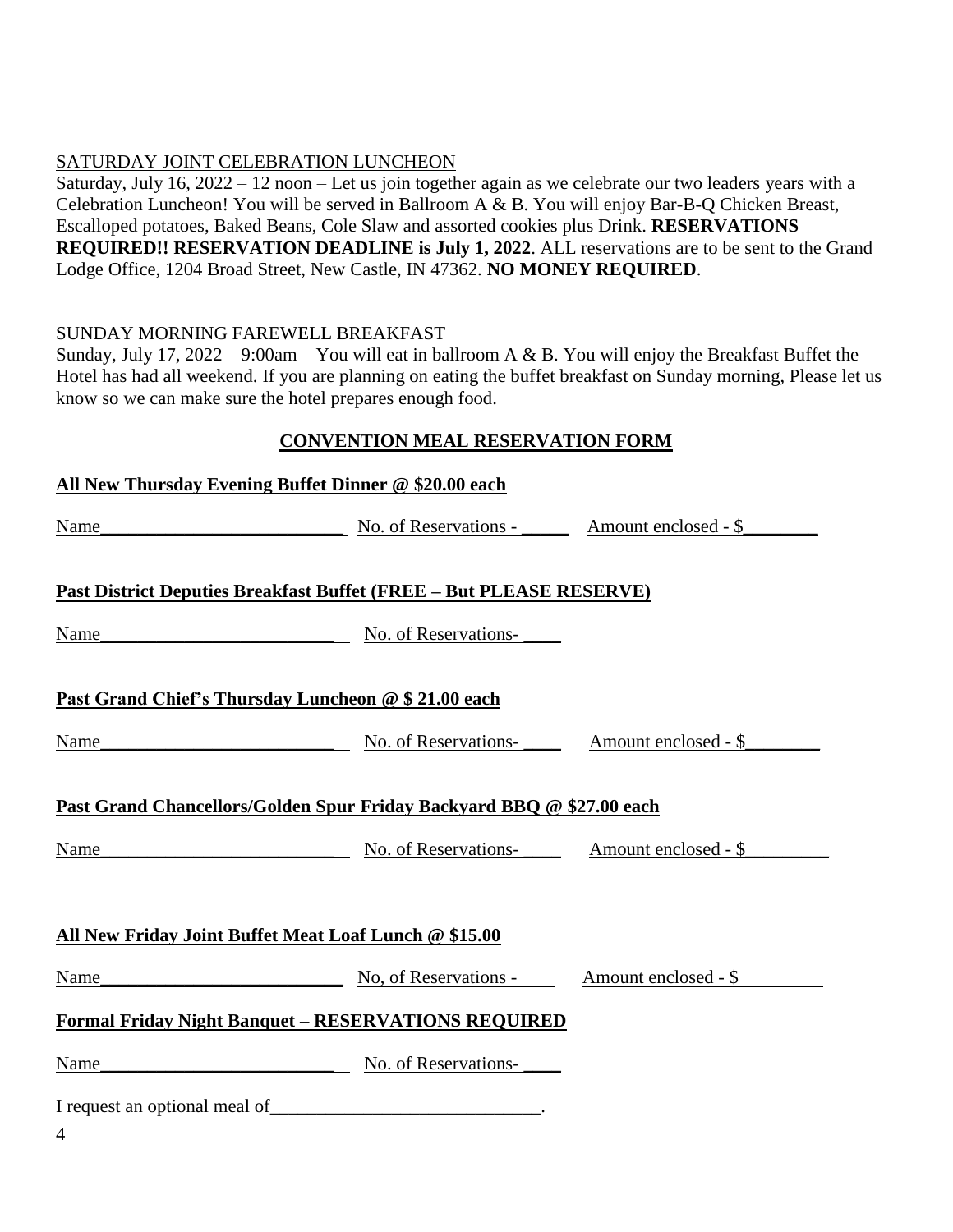SATURDAY JOINT CELEBRATION LUNCHEON

Saturday, July 16, 2022 – 12 noon – Let us join together again as we celebrate our two leaders years with a Celebration Luncheon! You will be served in Ballroom A & B. You will enjoy Bar-B-Q Chicken Breast, Escalloped potatoes, Baked Beans, Cole Slaw and assorted cookies plus Drink. **RESERVATIONS REQUIRED!! RESERVATION DEADLINE is July 1, 2022**. ALL reservations are to be sent to the Grand Lodge Office, 1204 Broad Street, New Castle, IN 47362. **NO MONEY REQUIRED**.

SUNDAY MORNING FAREWELL BREAKFAST

Sunday, July 17, 2022 – 9:00am – You will eat in ballroom A & B. You will enjoy the Breakfast Buffet the Hotel has had all weekend. If you are planning on eating the buffet breakfast on Sunday morning, Please let us know so we can make sure the hotel prepares enough food.

## CONVENTION MEAL RESERVATION FORM

**All New Thursday Evening Buffet Dinner @ $20.00 each**

Name___________________________ No. of Reservations - _____ Amount enclosed - $________

**Past District Deputies Breakfast Buffet (FREE – But PLEASE RESERVE)**

Name___________________________ No. of Reservations- ____

**Past Grand Chief's Thursday Luncheon @ $ 21.00 each**

Name___________________________ No. of Reservations- ____ Amount enclosed - $________

**Past Grand Chancellors/Golden Spur Friday Backyard BBQ @ $27.00 each**

Name___________________________ No. of Reservations- ____ Amount enclosed - $_________

**All New Friday Joint Buffet Meat Loaf Lunch @ $15.00**

Name___________________________ No, of Reservations - ____ Amount enclosed - $ _________

**Formal Friday Night Banquet – RESERVATIONS REQUIRED**

Name___________________________ No. of Reservations- ____

I request an optional meal of______________________________.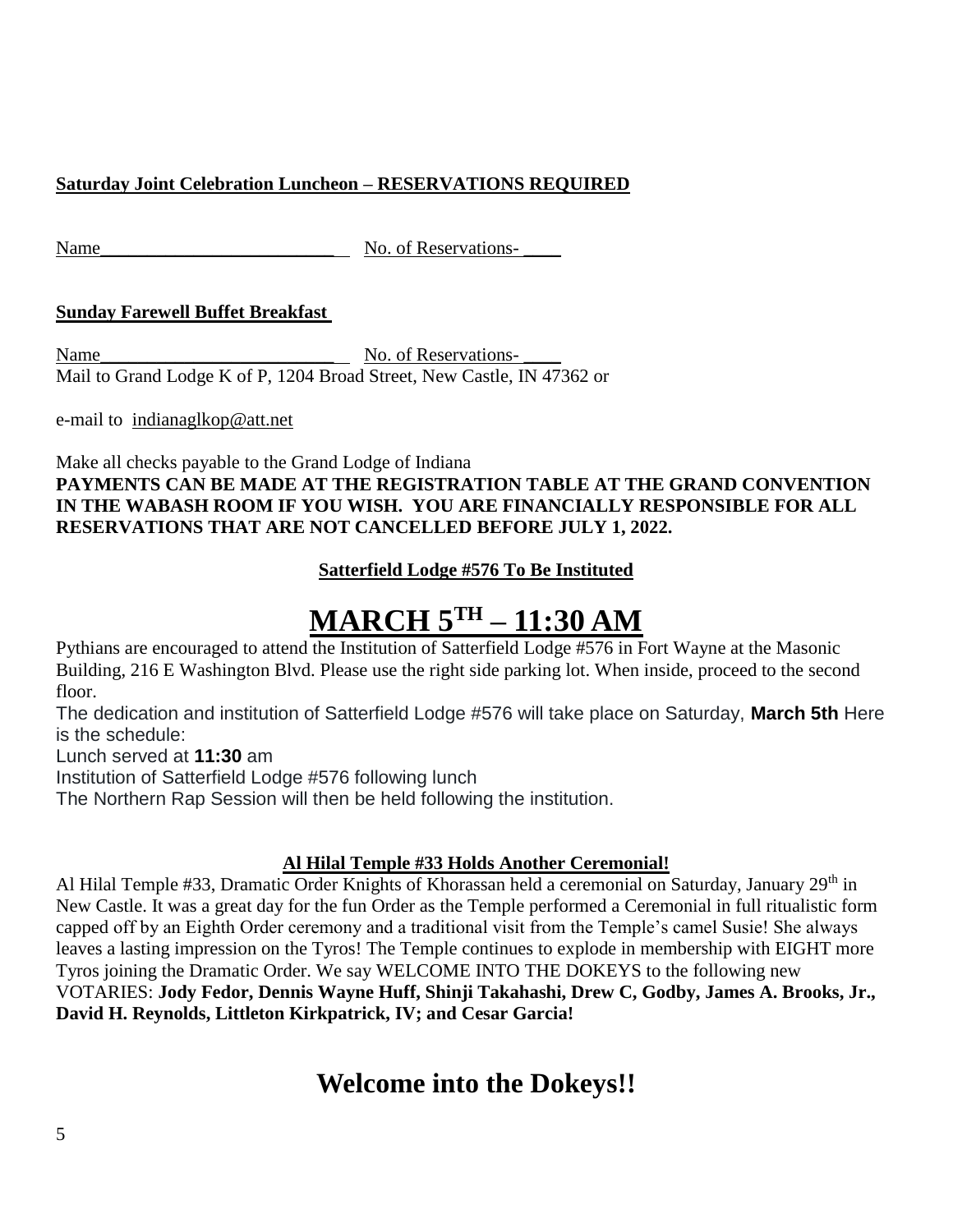**Saturday Joint Celebration Luncheon – RESERVATIONS REQUIRED**

Name___________________________ No. of Reservations- ____

**Sunday Farewell Buffet Breakfast**

Name___________________________ No. of Reservations- ____

Mail to Grand Lodge K of P, 1204 Broad Street, New Castle, IN 47362 or

e-mail to indianaglkop@att.net

Make all checks payable to the Grand Lodge of Indiana

**PAYMENTS CAN BE MADE AT THE REGISTRATION TABLE AT THE GRAND CONVENTION IN THE WABASH ROOM IF YOU WISH. YOU ARE FINANCIALLY RESPONSIBLE FOR ALL RESERVATIONS THAT ARE NOT CANCELLED BEFORE JULY 1, 2022.**

**Satterfield Lodge #576 To Be Instituted**

# MARCH 5TH – 11:30 AM

Pythians are encouraged to attend the Institution of Satterfield Lodge #576 in Fort Wayne at the Masonic Building, 216 E Washington Blvd. Please use the right side parking lot. When inside, proceed to the second floor.

The dedication and institution of Satterfield Lodge #576 will take place on Saturday, **March 5th** Here is the schedule:

Lunch served at **11:30** am

Institution of Satterfield Lodge #576 following lunch

The Northern Rap Session will then be held following the institution.

**Al Hilal Temple #33 Holds Another Ceremonial!**

Al Hilal Temple #33, Dramatic Order Knights of Khorassan held a ceremonial on Saturday, January 29th in New Castle. It was a great day for the fun Order as the Temple performed a Ceremonial in full ritualistic form capped off by an Eighth Order ceremony and a traditional visit from the Temple's camel Susie! She always leaves a lasting impression on the Tyros! The Temple continues to explode in membership with EIGHT more Tyros joining the Dramatic Order. We say WELCOME INTO THE DOKEYS to the following new VOTARIES: **Jody Fedor, Dennis Wayne Huff, Shinji Takahashi, Drew C, Godby, James A. Brooks, Jr., David H. Reynolds, Littleton Kirkpatrick, IV; and Cesar Garcia!**

## Welcome into the Dokeys!!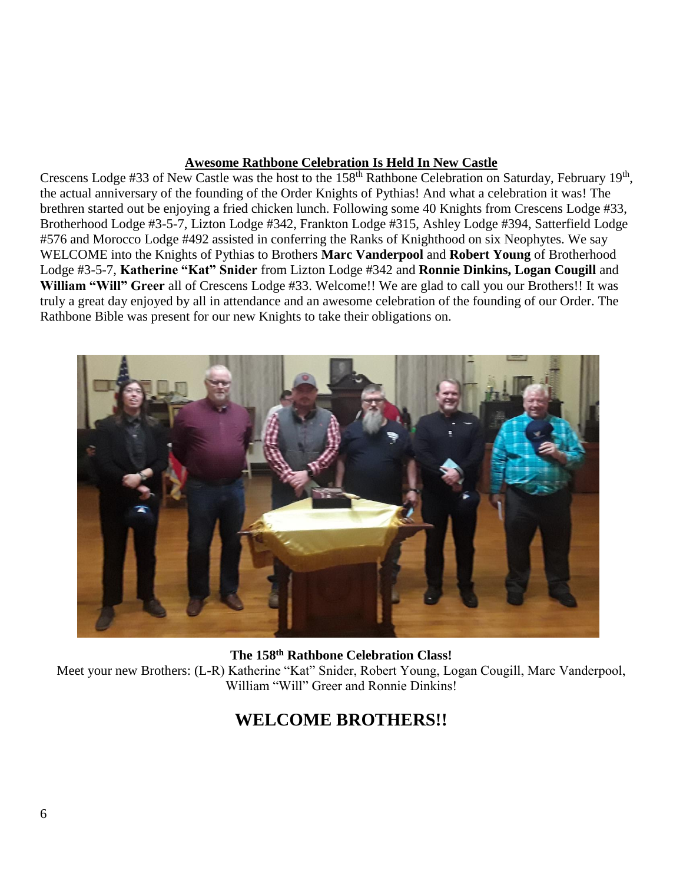## Awesome Rathbone Celebration Is Held In New Castle

Crescens Lodge #33 of New Castle was the host to the 158th Rathbone Celebration on Saturday, February 19th, the actual anniversary of the founding of the Order Knights of Pythias! And what a celebration it was! The brethren started out be enjoying a fried chicken lunch. Following some 40 Knights from Crescens Lodge #33, Brotherhood Lodge #3-5-7, Lizton Lodge #342, Frankton Lodge #315, Ashley Lodge #394, Satterfield Lodge #576 and Morocco Lodge #492 assisted in conferring the Ranks of Knighthood on six Neophytes. We say WELCOME into the Knights of Pythias to Brothers **Marc Vanderpool** and **Robert Young** of Brotherhood Lodge #3-5-7, **Katherine "Kat" Snider** from Lizton Lodge #342 and **Ronnie Dinkins, Logan Cougill** and **William "Will" Greer** all of Crescens Lodge #33. Welcome!! We are glad to call you our Brothers!! It was truly a great day enjoyed by all in attendance and an awesome celebration of the founding of our Order. The Rathbone Bible was present for our new Knights to take their obligations on.

**The 158th Rathbone Celebration Class!**

Meet your new Brothers: (L-R) Katherine "Kat" Snider, Robert Young, Logan Cougill, Marc Vanderpool, William "Will" Greer and Ronnie Dinkins!

## WELCOME BROTHERS!!